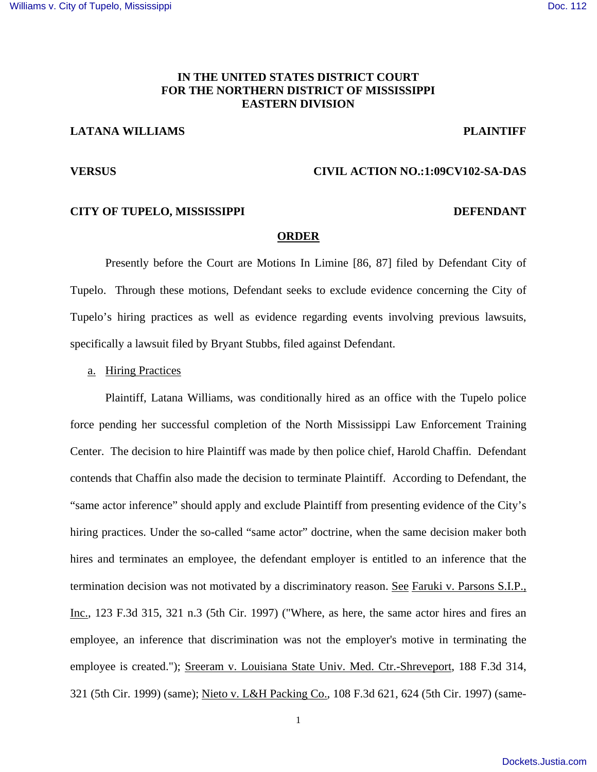IN THE UNITED STATES DISTRICT COURT
FOR THE NORTHERN DISTRICT OF MISSISSIPPI
EASTERN DIVISION

**LATANA WILLIAMS** **PLAINTIFF**

**VERSUS** **CIVIL ACTION NO.:1:09CV102-SA-DAS**

**CITY OF TUPELO, MISSISSIPPI** **DEFENDANT**

**ORDER**

Presently before the Court are Motions In Limine [86, 87] filed by Defendant City of Tupelo. Through these motions, Defendant seeks to exclude evidence concerning the City of Tupelo's hiring practices as well as evidence regarding events involving previous lawsuits, specifically a lawsuit filed by Bryant Stubbs, filed against Defendant.

a. Hiring Practices

Plaintiff, Latana Williams, was conditionally hired as an office with the Tupelo police force pending her successful completion of the North Mississippi Law Enforcement Training Center. The decision to hire Plaintiff was made by then police chief, Harold Chaffin. Defendant contends that Chaffin also made the decision to terminate Plaintiff. According to Defendant, the "same actor inference" should apply and exclude Plaintiff from presenting evidence of the City's hiring practices. Under the so-called "same actor" doctrine, when the same decision maker both hires and terminates an employee, the defendant employer is entitled to an inference that the termination decision was not motivated by a discriminatory reason. See Faruki v. Parsons S.I.P., Inc., 123 F.3d 315, 321 n.3 (5th Cir. 1997) ("Where, as here, the same actor hires and fires an employee, an inference that discrimination was not the employer's motive in terminating the employee is created."); Sreeram v. Louisiana State Univ. Med. Ctr.-Shreveport, 188 F.3d 314, 321 (5th Cir. 1999) (same); Nieto v. L&H Packing Co., 108 F.3d 621, 624 (5th Cir. 1997) (same-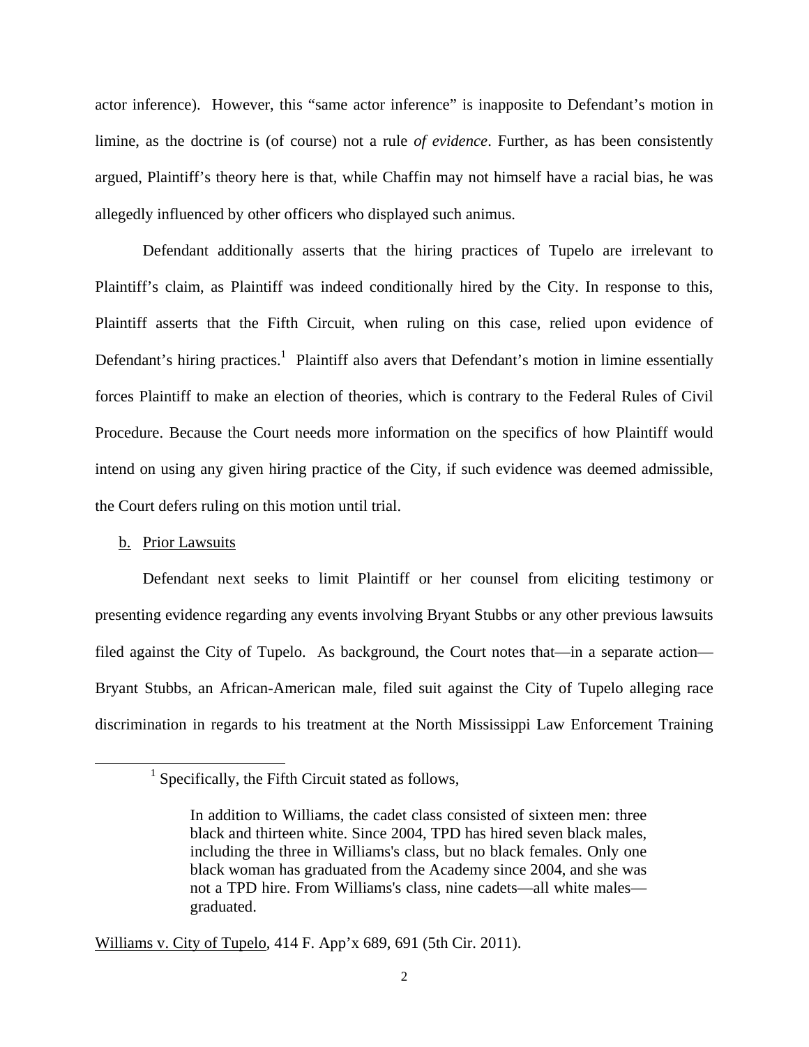actor inference). However, this "same actor inference" is inapposite to Defendant's motion in limine, as the doctrine is (of course) not a rule *of evidence*. Further, as has been consistently argued, Plaintiff's theory here is that, while Chaffin may not himself have a racial bias, he was allegedly influenced by other officers who displayed such animus.

Defendant additionally asserts that the hiring practices of Tupelo are irrelevant to Plaintiff's claim, as Plaintiff was indeed conditionally hired by the City. In response to this, Plaintiff asserts that the Fifth Circuit, when ruling on this case, relied upon evidence of Defendant's hiring practices.[1] Plaintiff also avers that Defendant's motion in limine essentially forces Plaintiff to make an election of theories, which is contrary to the Federal Rules of Civil Procedure. Because the Court needs more information on the specifics of how Plaintiff would intend on using any given hiring practice of the City, if such evidence was deemed admissible, the Court defers ruling on this motion until trial.

b. Prior Lawsuits

Defendant next seeks to limit Plaintiff or her counsel from eliciting testimony or presenting evidence regarding any events involving Bryant Stubbs or any other previous lawsuits filed against the City of Tupelo. As background, the Court notes that—in a separate action—Bryant Stubbs, an African-American male, filed suit against the City of Tupelo alleging race discrimination in regards to his treatment at the North Mississippi Law Enforcement Training

---

[1] Specifically, the Fifth Circuit stated as follows,

> In addition to Williams, the cadet class consisted of sixteen men: three black and thirteen white. Since 2004, TPD has hired seven black males, including the three in Williams's class, but no black females. Only one black woman has graduated from the Academy since 2004, and she was not a TPD hire. From Williams's class, nine cadets—all white males—graduated.

Williams v. City of Tupelo, 414 F. App'x 689, 691 (5th Cir. 2011).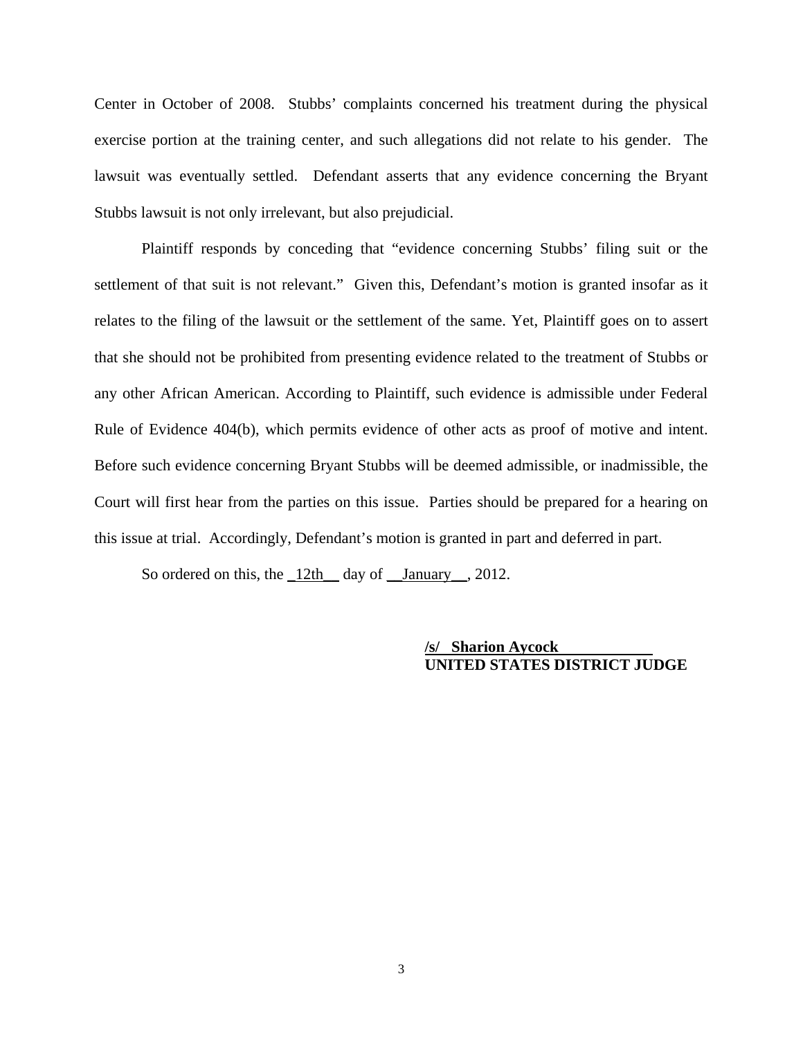Center in October of 2008. Stubbs' complaints concerned his treatment during the physical exercise portion at the training center, and such allegations did not relate to his gender. The lawsuit was eventually settled. Defendant asserts that any evidence concerning the Bryant Stubbs lawsuit is not only irrelevant, but also prejudicial.

Plaintiff responds by conceding that "evidence concerning Stubbs' filing suit or the settlement of that suit is not relevant." Given this, Defendant's motion is granted insofar as it relates to the filing of the lawsuit or the settlement of the same. Yet, Plaintiff goes on to assert that she should not be prohibited from presenting evidence related to the treatment of Stubbs or any other African American. According to Plaintiff, such evidence is admissible under Federal Rule of Evidence 404(b), which permits evidence of other acts as proof of motive and intent. Before such evidence concerning Bryant Stubbs will be deemed admissible, or inadmissible, the Court will first hear from the parties on this issue. Parties should be prepared for a hearing on this issue at trial. Accordingly, Defendant's motion is granted in part and deferred in part.

So ordered on this, the 12th day of January, 2012.

**/s/ Sharion Aycock**
**UNITED STATES DISTRICT JUDGE**